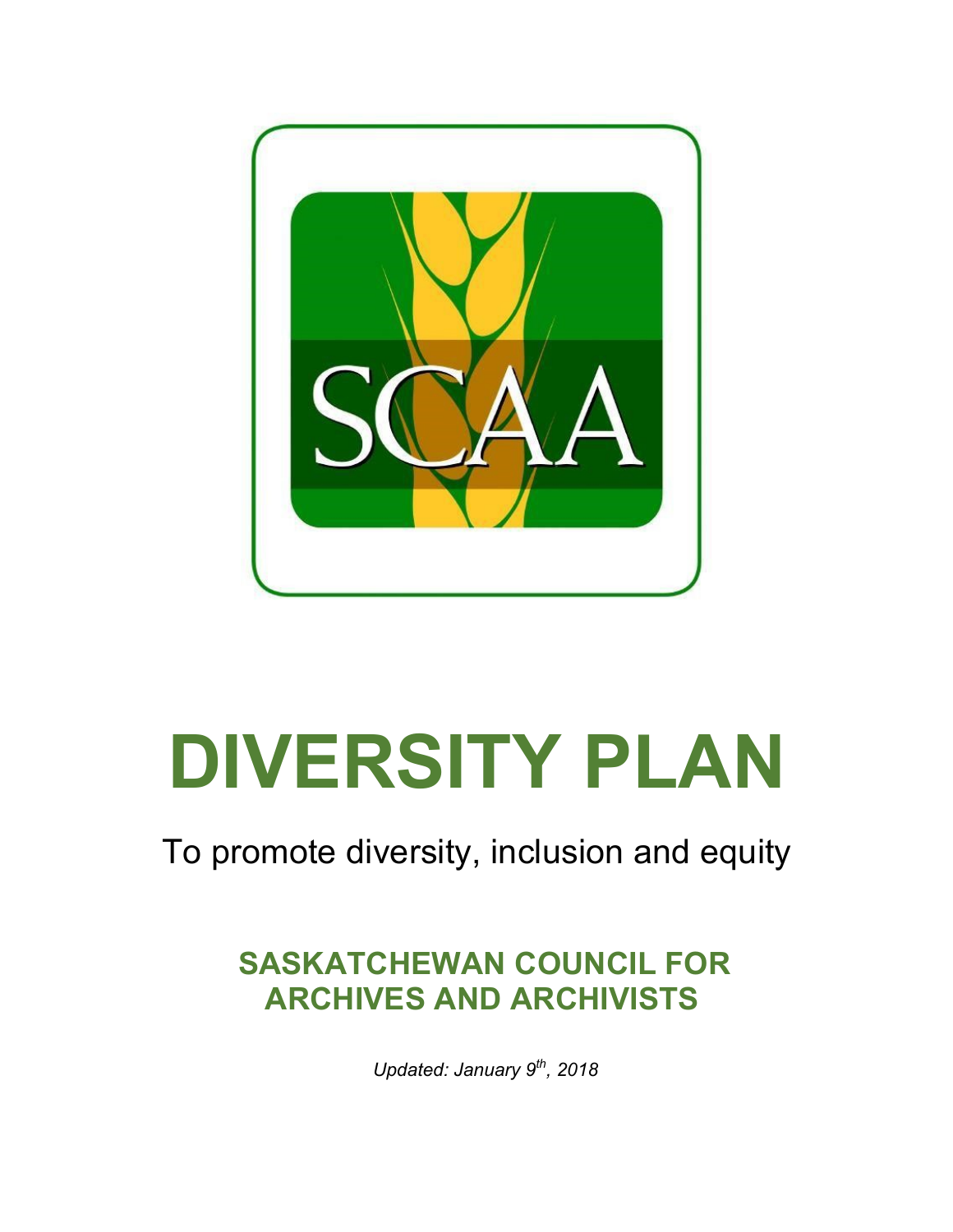SCAA

# DIVERSITY PLAN

To promote diversity, inclusion and equity

## SASKATCHEWAN COUNCIL FOR ARCHIVES AND ARCHIVISTS

*Updated: January 9th, 2018*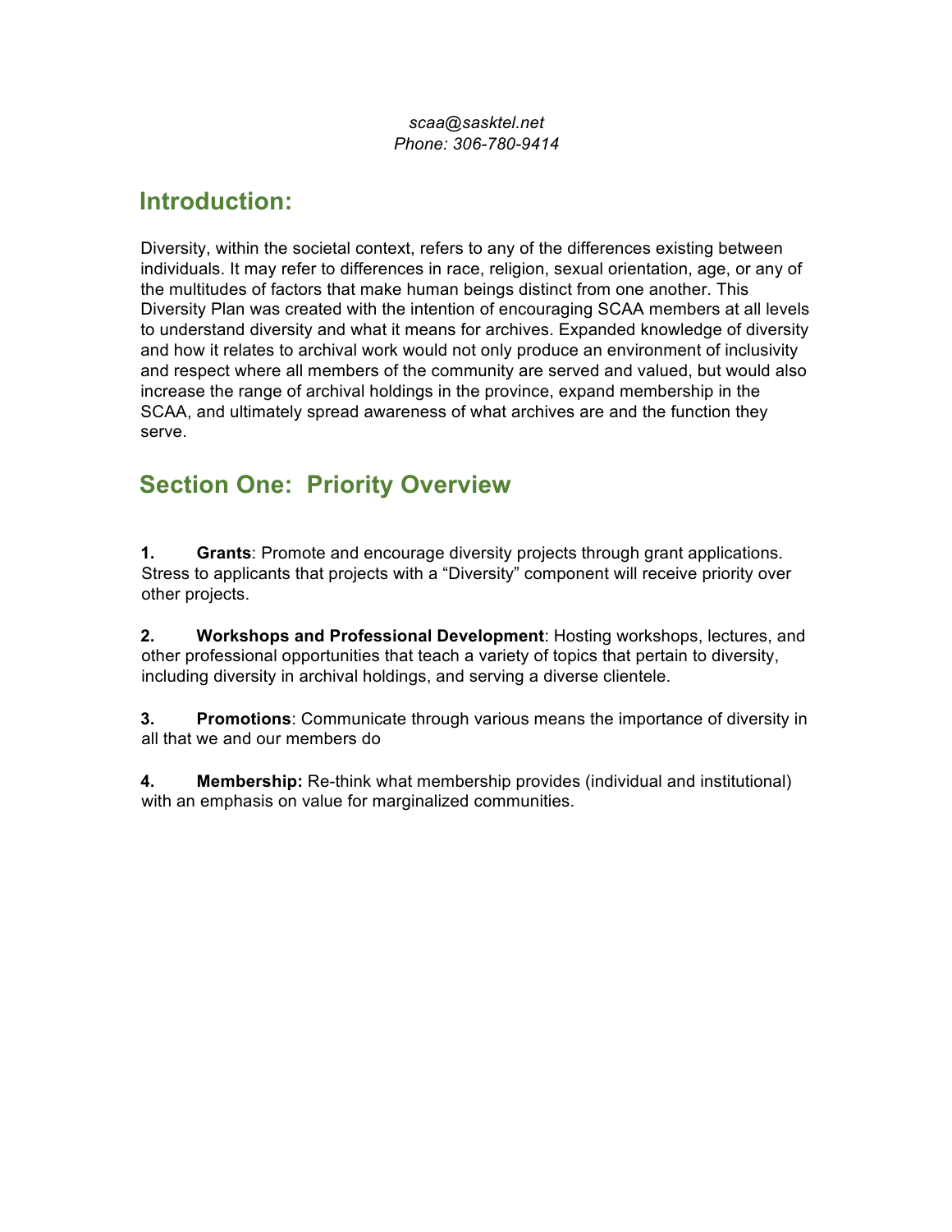*scaa@sasktel.net*
*Phone: 306-780-9414*

## Introduction:

Diversity, within the societal context, refers to any of the differences existing between individuals. It may refer to differences in race, religion, sexual orientation, age, or any of the multitudes of factors that make human beings distinct from one another. This Diversity Plan was created with the intention of encouraging SCAA members at all levels to understand diversity and what it means for archives. Expanded knowledge of diversity and how it relates to archival work would not only produce an environment of inclusivity and respect where all members of the community are served and valued, but would also increase the range of archival holdings in the province, expand membership in the SCAA, and ultimately spread awareness of what archives are and the function they serve.

## Section One: Priority Overview

**1.** **Grants**: Promote and encourage diversity projects through grant applications. Stress to applicants that projects with a "Diversity" component will receive priority over other projects.

**2.** **Workshops and Professional Development**: Hosting workshops, lectures, and other professional opportunities that teach a variety of topics that pertain to diversity, including diversity in archival holdings, and serving a diverse clientele.

**3.** **Promotions**: Communicate through various means the importance of diversity in all that we and our members do

**4.** **Membership:** Re-think what membership provides (individual and institutional) with an emphasis on value for marginalized communities.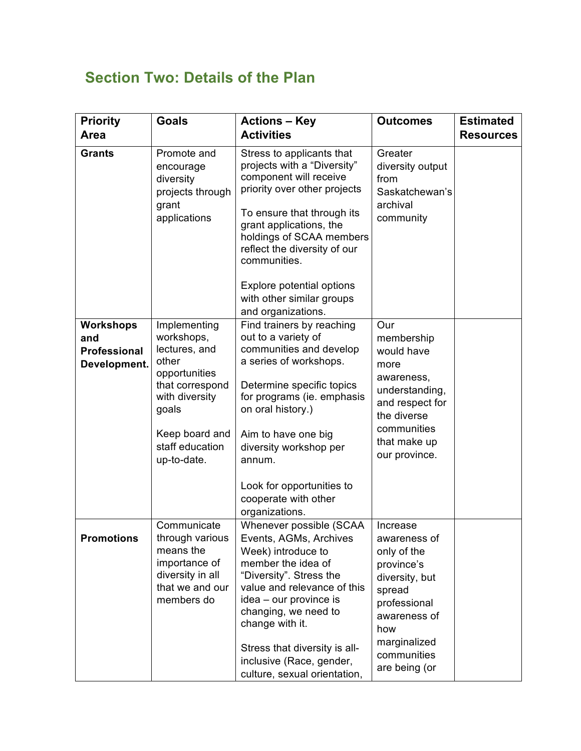## Section Two: Details of the Plan

| Priority Area | Goals | Actions – Key Activities | Outcomes | Estimated Resources |
|---|---|---|---|---|
| **Grants** | Promote and encourage diversity projects through grant applications | Stress to applicants that projects with a "Diversity" component will receive priority over other projects<br><br>To ensure that through its grant applications, the holdings of SCAA members reflect the diversity of our communities.<br><br>Explore potential options with other similar groups and organizations. | Greater diversity output from Saskatchewan's archival community | |
| **Workshops and Professional Development.** | Implementing workshops, lectures, and other opportunities that correspond with diversity goals<br><br>Keep board and staff education up-to-date. | Find trainers by reaching out to a variety of communities and develop a series of workshops.<br><br>Determine specific topics for programs (ie. emphasis on oral history.)<br><br>Aim to have one big diversity workshop per annum.<br><br>Look for opportunities to cooperate with other organizations. | Our membership would have more awareness, understanding, and respect for the diverse communities that make up our province. | |
| **Promotions** | Communicate through various means the importance of diversity in all that we and our members do | Whenever possible (SCAA Events, AGMs, Archives Week) introduce to member the idea of "Diversity". Stress the value and relevance of this idea – our province is changing, we need to change with it.<br><br>Stress that diversity is all-inclusive (Race, gender, culture, sexual orientation, | Increase awareness of only of the province's diversity, but spread professional awareness of how marginalized communities are being (or | |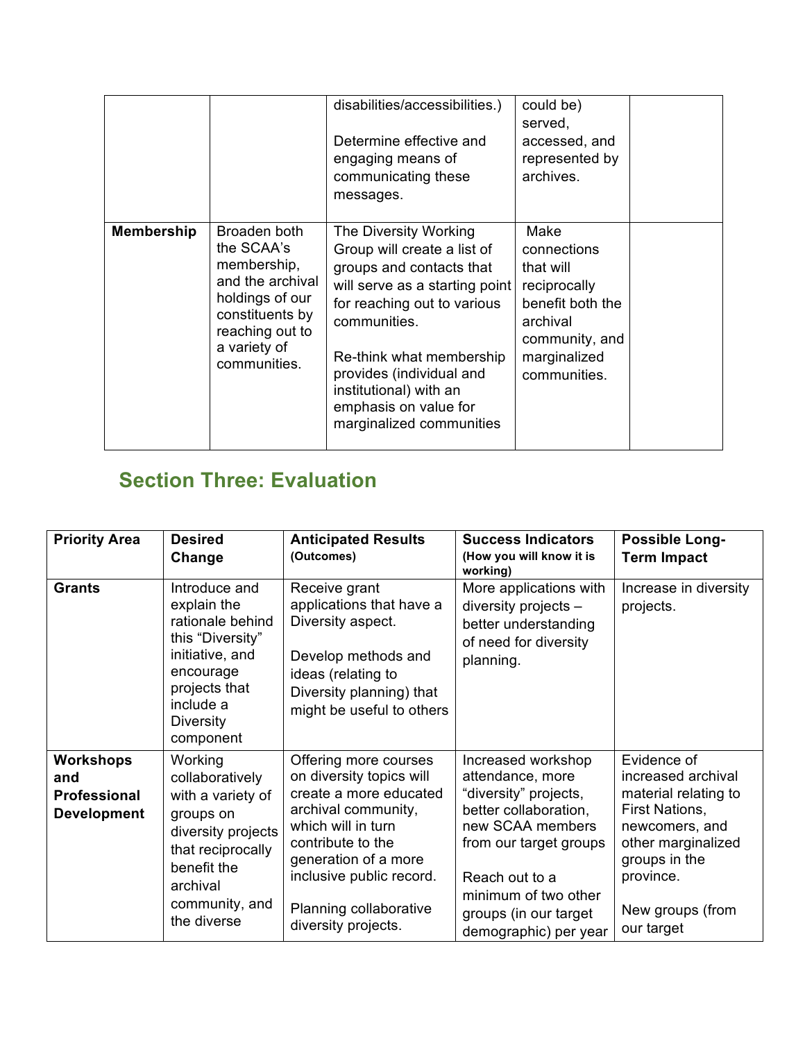| | | disabilities/accessibilities.)<br><br>Determine effective and engaging means of communicating these messages. | could be) served, accessed, and represented by archives. | |
|---|---|---|---|---|
| **Membership** | Broaden both the SCAA's membership, and the archival holdings of our constituents by reaching out to a variety of communities. | The Diversity Working Group will create a list of groups and contacts that will serve as a starting point for reaching out to various communities.<br><br>Re-think what membership provides (individual and institutional) with an emphasis on value for marginalized communities | Make connections that will reciprocally benefit both the archival community, and marginalized communities. | |

## Section Three: Evaluation

| Priority Area | Desired Change | Anticipated Results (Outcomes) | Success Indicators (How you will know it is working) | Possible Long-Term Impact |
|---|---|---|---|---|
| **Grants** | Introduce and explain the rationale behind this "Diversity" initiative, and encourage projects that include a Diversity component | Receive grant applications that have a Diversity aspect.<br><br>Develop methods and ideas (relating to Diversity planning) that might be useful to others | More applications with diversity projects – better understanding of need for diversity planning. | Increase in diversity projects. |
| **Workshops and Professional Development** | Working collaboratively with a variety of groups on diversity projects that reciprocally benefit the archival community, and the diverse | Offering more courses on diversity topics will create a more educated archival community, which will in turn contribute to the generation of a more inclusive public record.<br><br>Planning collaborative diversity projects. | Increased workshop attendance, more "diversity" projects, better collaboration, new SCAA members from our target groups<br><br>Reach out to a minimum of two other groups (in our target demographic) per year | Evidence of increased archival material relating to First Nations, newcomers, and other marginalized groups in the province.<br><br>New groups (from our target |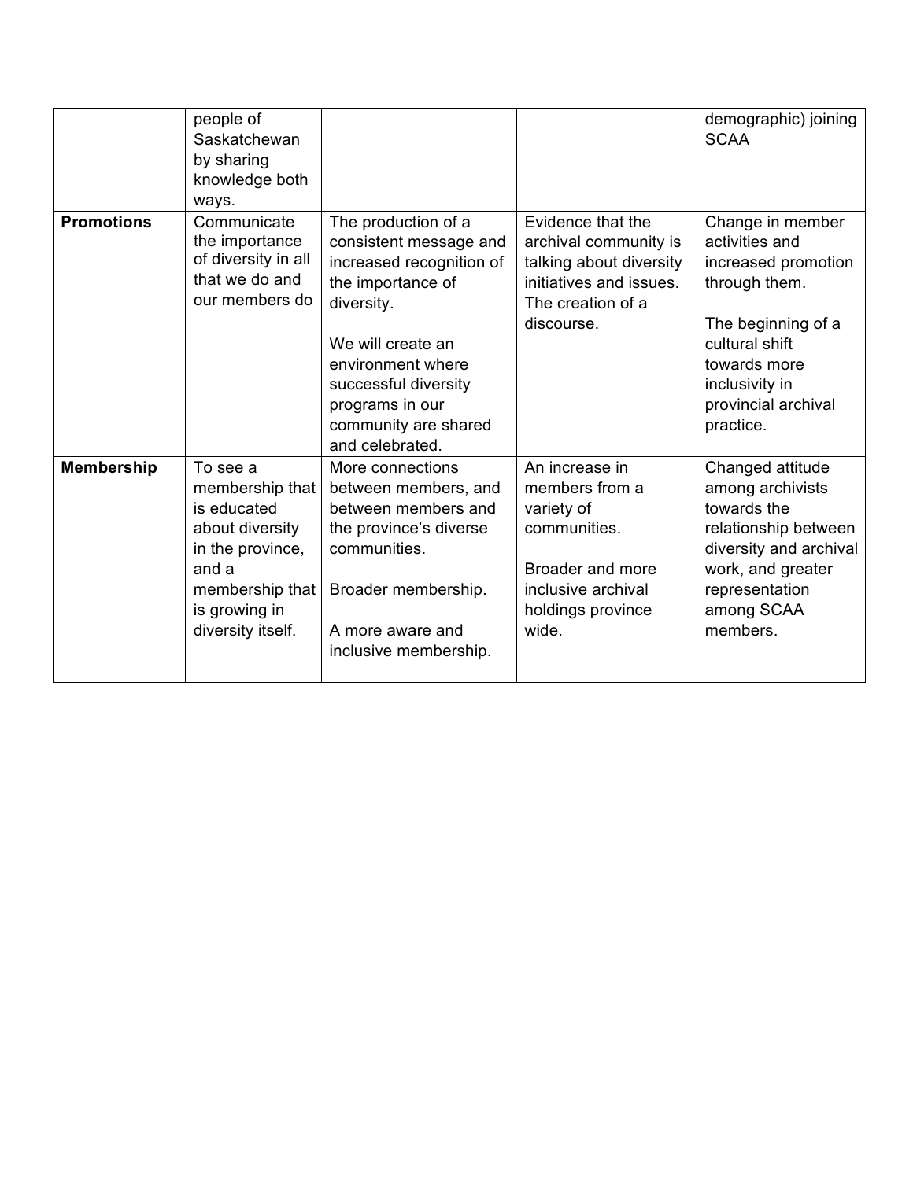| | | | | |
|---|---|---|---|---|
| | people of Saskatchewan by sharing knowledge both ways. | | | demographic) joining SCAA |
| **Promotions** | Communicate the importance of diversity in all that we do and our members do | The production of a consistent message and increased recognition of the importance of diversity.<br><br>We will create an environment where successful diversity programs in our community are shared and celebrated. | Evidence that the archival community is talking about diversity initiatives and issues. The creation of a discourse. | Change in member activities and increased promotion through them.<br><br>The beginning of a cultural shift towards more inclusivity in provincial archival practice. |
| **Membership** | To see a membership that is educated about diversity in the province, and a membership that is growing in diversity itself. | More connections between members, and between members and the province's diverse communities.<br><br>Broader membership.<br><br>A more aware and inclusive membership. | An increase in members from a variety of communities.<br><br>Broader and more inclusive archival holdings province wide. | Changed attitude among archivists towards the relationship between diversity and archival work, and greater representation among SCAA members. |